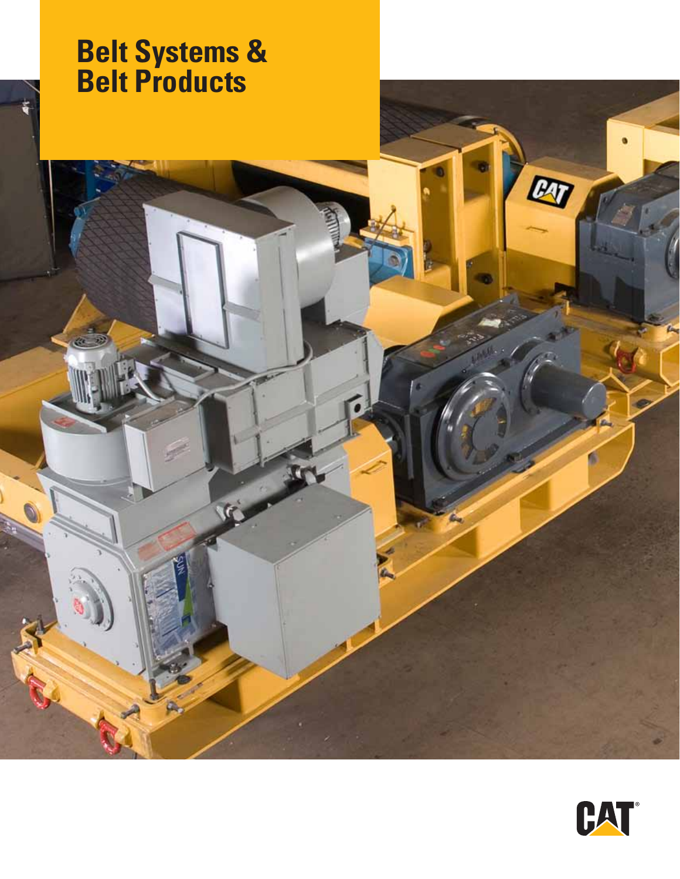# Belt Systems & Belt Products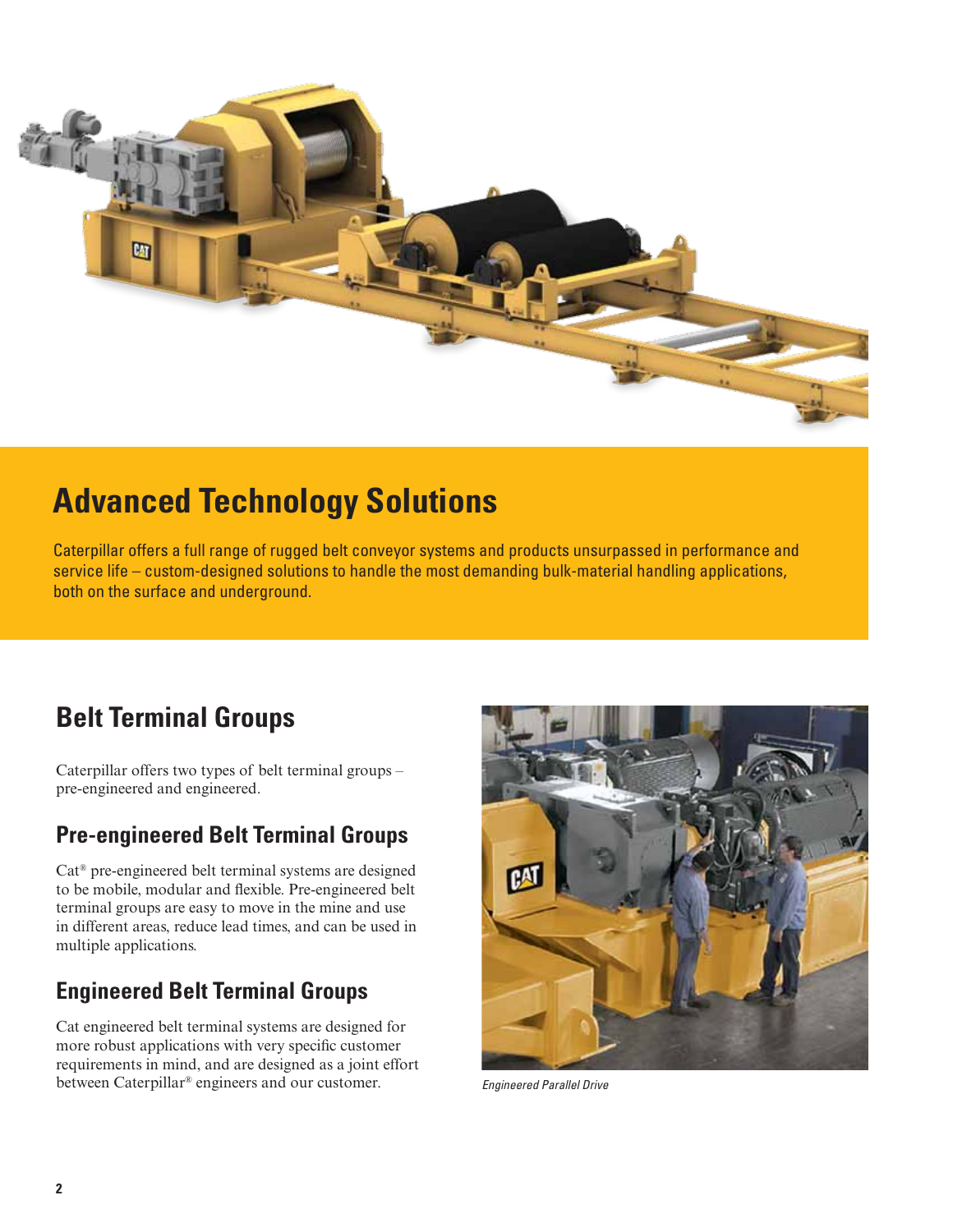# Advanced Technology Solutions

Caterpillar offers a full range of rugged belt conveyor systems and products unsurpassed in performance and service life – custom-designed solutions to handle the most demanding bulk-material handling applications, both on the surface and underground.

## Belt Terminal Groups

Caterpillar offers two types of belt terminal groups – pre-engineered and engineered.

### Pre-engineered Belt Terminal Groups

Cat® pre-engineered belt terminal systems are designed to be mobile, modular and flexible. Pre-engineered belt terminal groups are easy to move in the mine and use in different areas, reduce lead times, and can be used in multiple applications.

### Engineered Belt Terminal Groups

Cat engineered belt terminal systems are designed for more robust applications with very specific customer requirements in mind, and are designed as a joint effort between Caterpillar® engineers and our customer.

*Engineered Parallel Drive*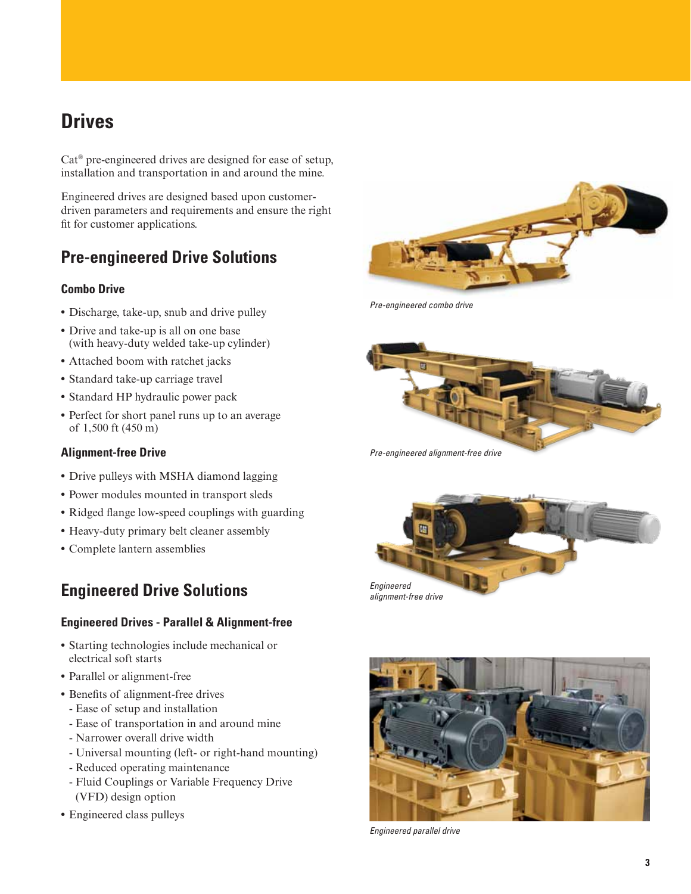# Drives

Cat® pre-engineered drives are designed for ease of setup, installation and transportation in and around the mine.

Engineered drives are designed based upon customer-driven parameters and requirements and ensure the right fit for customer applications.

## Pre-engineered Drive Solutions

### Combo Drive

- Discharge, take-up, snub and drive pulley
- Drive and take-up is all on one base (with heavy-duty welded take-up cylinder)
- Attached boom with ratchet jacks
- Standard take-up carriage travel
- Standard HP hydraulic power pack
- Perfect for short panel runs up to an average of 1,500 ft (450 m)

*Pre-engineered combo drive*

### Alignment-free Drive

- Drive pulleys with MSHA diamond lagging
- Power modules mounted in transport sleds
- Ridged flange low-speed couplings with guarding
- Heavy-duty primary belt cleaner assembly
- Complete lantern assemblies

*Pre-engineered alignment-free drive*

*Engineered alignment-free drive*

## Engineered Drive Solutions

### Engineered Drives - Parallel & Alignment-free

- Starting technologies include mechanical or electrical soft starts
- Parallel or alignment-free
- Benefits of alignment-free drives
  - Ease of setup and installation
  - Ease of transportation in and around mine
  - Narrower overall drive width
  - Universal mounting (left- or right-hand mounting)
  - Reduced operating maintenance
  - Fluid Couplings or Variable Frequency Drive (VFD) design option
- Engineered class pulleys

*Engineered parallel drive*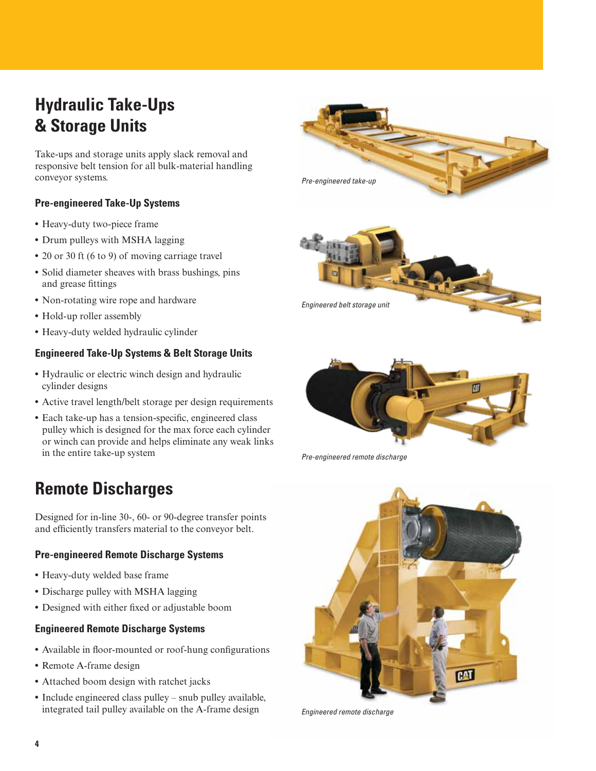## Hydraulic Take-Ups & Storage Units

Take-ups and storage units apply slack removal and responsive belt tension for all bulk-material handling conveyor systems.

### Pre-engineered Take-Up Systems

- Heavy-duty two-piece frame
- Drum pulleys with MSHA lagging
- 20 or 30 ft (6 to 9) of moving carriage travel
- Solid diameter sheaves with brass bushings, pins and grease fittings
- Non-rotating wire rope and hardware
- Hold-up roller assembly
- Heavy-duty welded hydraulic cylinder

### Engineered Take-Up Systems & Belt Storage Units

- Hydraulic or electric winch design and hydraulic cylinder designs
- Active travel length/belt storage per design requirements
- Each take-up has a tension-specific, engineered class pulley which is designed for the max force each cylinder or winch can provide and helps eliminate any weak links in the entire take-up system

## Remote Discharges

Designed for in-line 30-, 60- or 90-degree transfer points and efficiently transfers material to the conveyor belt.

### Pre-engineered Remote Discharge Systems

- Heavy-duty welded base frame
- Discharge pulley with MSHA lagging
- Designed with either fixed or adjustable boom

### Engineered Remote Discharge Systems

- Available in floor-mounted or roof-hung configurations
- Remote A-frame design
- Attached boom design with ratchet jacks
- Include engineered class pulley – snub pulley available, integrated tail pulley available on the A-frame design

*Pre-engineered take-up*

*Engineered belt storage unit*

*Pre-engineered remote discharge*

*Engineered remote discharge*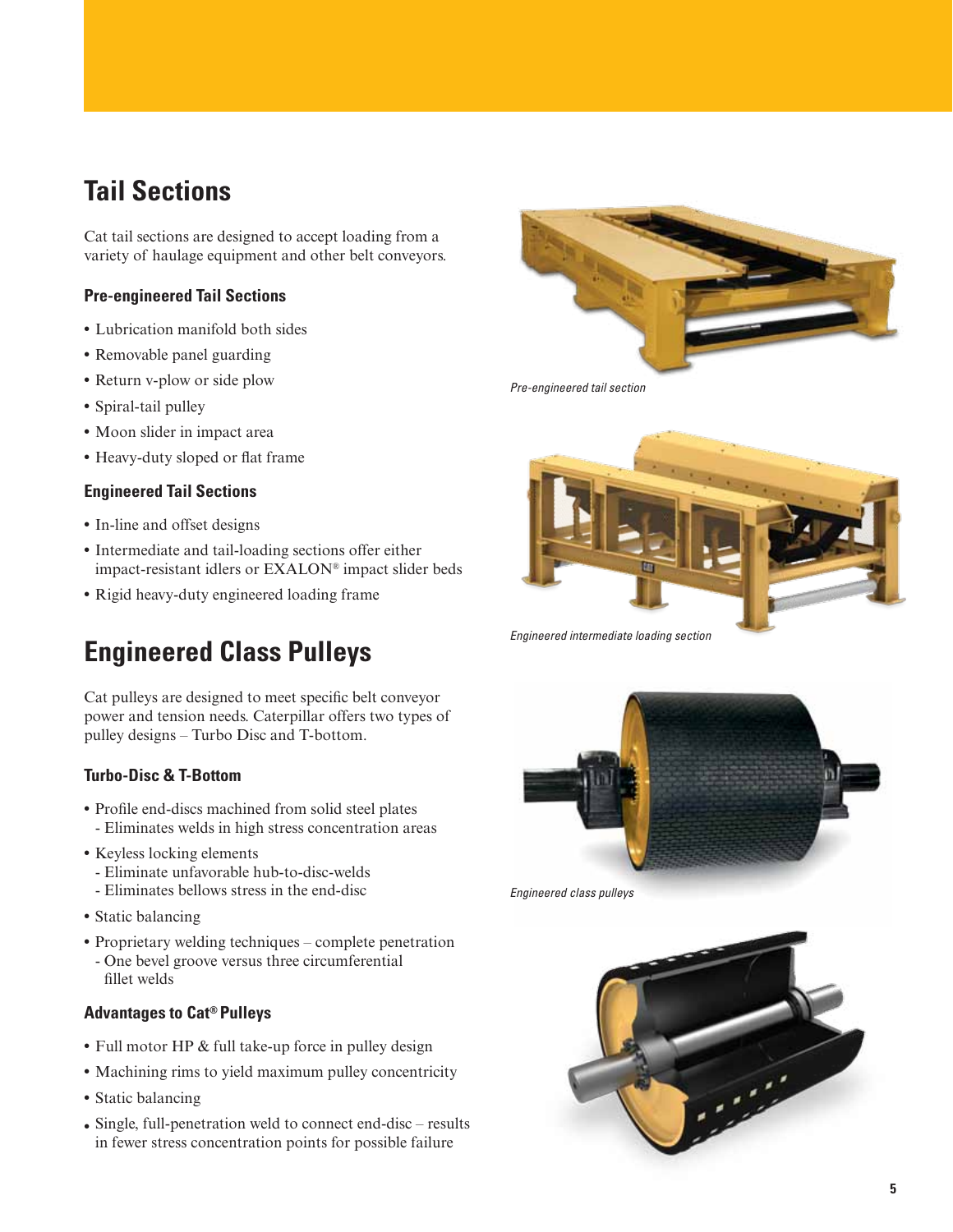## Tail Sections

Cat tail sections are designed to accept loading from a variety of haulage equipment and other belt conveyors.

### Pre-engineered Tail Sections

- Lubrication manifold both sides
- Removable panel guarding
- Return v-plow or side plow
- Spiral-tail pulley
- Moon slider in impact area
- Heavy-duty sloped or flat frame

### Engineered Tail Sections

- In-line and offset designs
- Intermediate and tail-loading sections offer either impact-resistant idlers or EXALON® impact slider beds
- Rigid heavy-duty engineered loading frame

*Pre-engineered tail section*

*Engineered intermediate loading section*

## Engineered Class Pulleys

Cat pulleys are designed to meet specific belt conveyor power and tension needs. Caterpillar offers two types of pulley designs – Turbo Disc and T-bottom.

### Turbo-Disc & T-Bottom

- Profile end-discs machined from solid steel plates
  - Eliminates welds in high stress concentration areas
- Keyless locking elements
  - Eliminate unfavorable hub-to-disc-welds
  - Eliminates bellows stress in the end-disc
- Static balancing
- Proprietary welding techniques – complete penetration
  - One bevel groove versus three circumferential fillet welds

### Advantages to Cat® Pulleys

- Full motor HP & full take-up force in pulley design
- Machining rims to yield maximum pulley concentricity
- Static balancing
- Single, full-penetration weld to connect end-disc – results in fewer stress concentration points for possible failure

*Engineered class pulleys*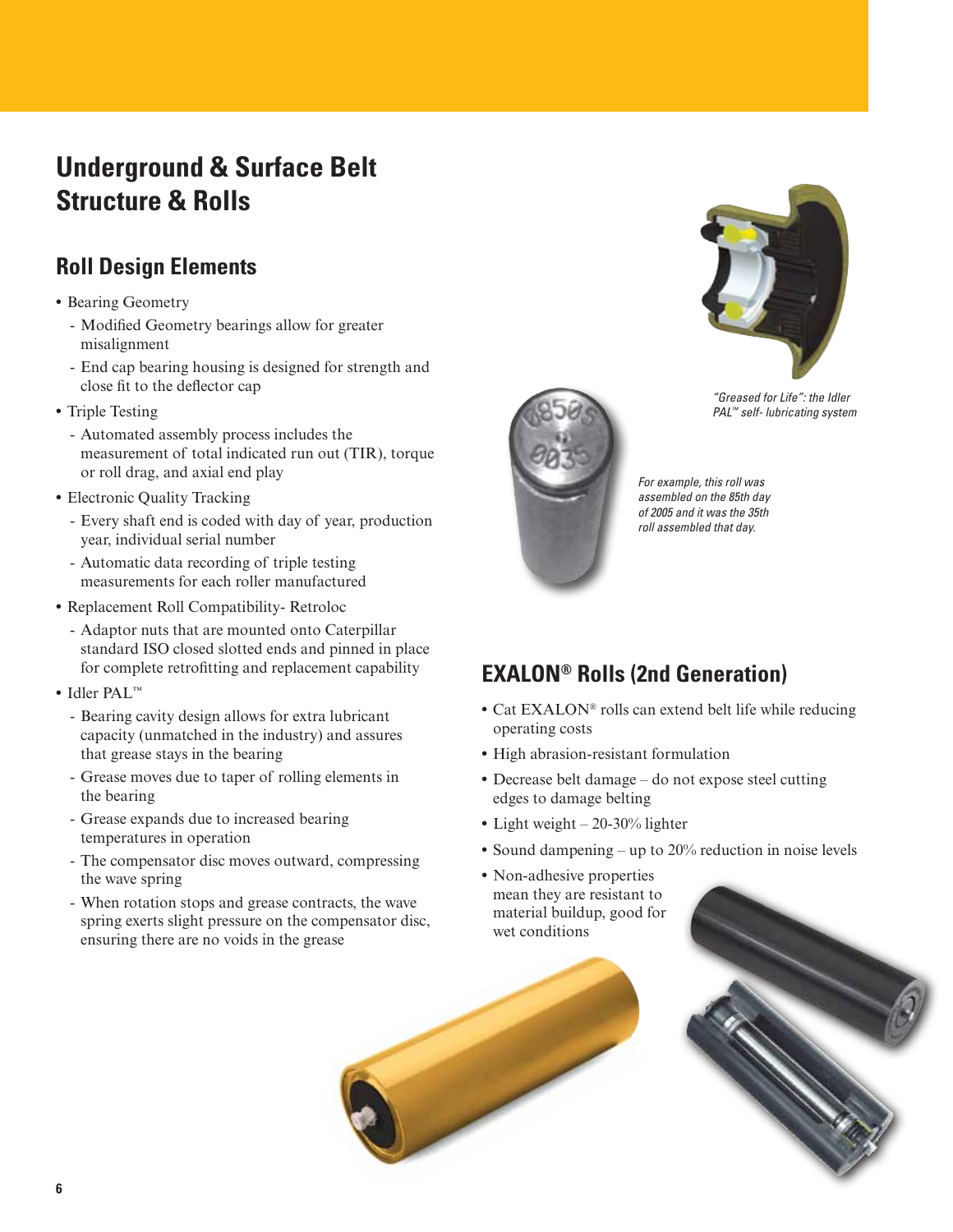# Underground & Surface Belt Structure & Rolls

## Roll Design Elements

- Bearing Geometry
  - Modified Geometry bearings allow for greater misalignment
  - End cap bearing housing is designed for strength and close fit to the deflector cap
- Triple Testing
  - Automated assembly process includes the measurement of total indicated run out (TIR), torque or roll drag, and axial end play
- Electronic Quality Tracking
  - Every shaft end is coded with day of year, production year, individual serial number
  - Automatic data recording of triple testing measurements for each roller manufactured
- Replacement Roll Compatibility- Retroloc
  - Adaptor nuts that are mounted onto Caterpillar standard ISO closed slotted ends and pinned in place for complete retrofitting and replacement capability
- Idler PAL™
  - Bearing cavity design allows for extra lubricant capacity (unmatched in the industry) and assures that grease stays in the bearing
  - Grease moves due to taper of rolling elements in the bearing
  - Grease expands due to increased bearing temperatures in operation
  - The compensator disc moves outward, compressing the wave spring
  - When rotation stops and grease contracts, the wave spring exerts slight pressure on the compensator disc, ensuring there are no voids in the grease

*"Greased for Life": the Idler PAL™ self- lubricating system*

*For example, this roll was assembled on the 85th day of 2005 and it was the 35th roll assembled that day.*

## EXALON® Rolls (2nd Generation)

- Cat EXALON® rolls can extend belt life while reducing operating costs
- High abrasion-resistant formulation
- Decrease belt damage – do not expose steel cutting edges to damage belting
- Light weight – 20-30% lighter
- Sound dampening – up to 20% reduction in noise levels
- Non-adhesive properties mean they are resistant to material buildup, good for wet conditions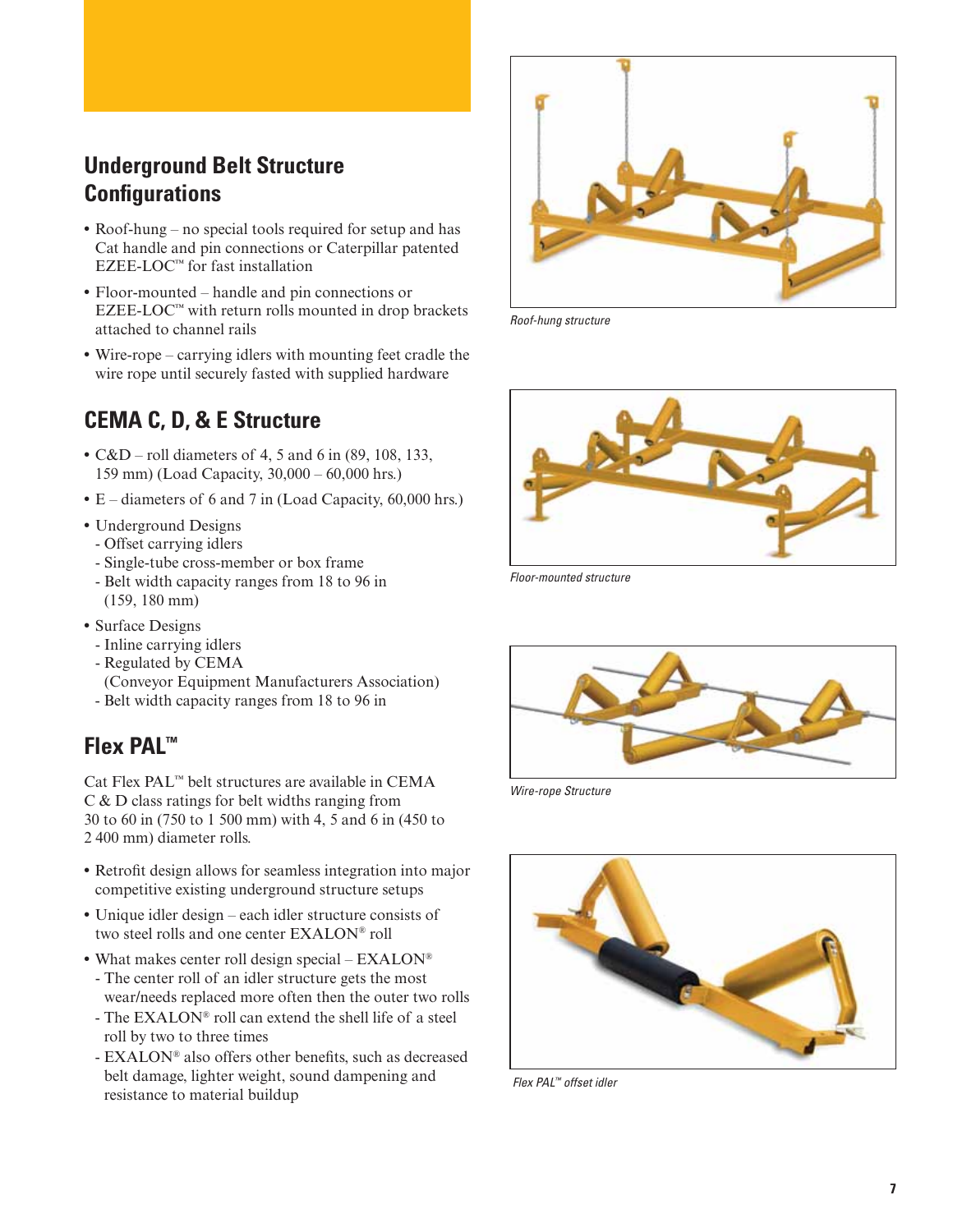## Underground Belt Structure Configurations

- Roof-hung – no special tools required for setup and has Cat handle and pin connections or Caterpillar patented EZEE-LOC™ for fast installation
- Floor-mounted – handle and pin connections or EZEE-LOC™ with return rolls mounted in drop brackets attached to channel rails
- Wire-rope – carrying idlers with mounting feet cradle the wire rope until securely fasted with supplied hardware

## CEMA C, D, & E Structure

- C&D – roll diameters of 4, 5 and 6 in (89, 108, 133, 159 mm) (Load Capacity, 30,000 – 60,000 hrs.)
- E – diameters of 6 and 7 in (Load Capacity, 60,000 hrs.)
- Underground Designs
  - Offset carrying idlers
  - Single-tube cross-member or box frame
  - Belt width capacity ranges from 18 to 96 in (159, 180 mm)
- Surface Designs
  - Inline carrying idlers
  - Regulated by CEMA (Conveyor Equipment Manufacturers Association)
  - Belt width capacity ranges from 18 to 96 in

## Flex PAL™

Cat Flex PAL™ belt structures are available in CEMA C & D class ratings for belt widths ranging from 30 to 60 in (750 to 1 500 mm) with 4, 5 and 6 in (450 to 2 400 mm) diameter rolls.

- Retrofit design allows for seamless integration into major competitive existing underground structure setups
- Unique idler design – each idler structure consists of two steel rolls and one center EXALON® roll
- What makes center roll design special – EXALON®
  - The center roll of an idler structure gets the most wear/needs replaced more often then the outer two rolls
  - The EXALON® roll can extend the shell life of a steel roll by two to three times
  - EXALON® also offers other benefits, such as decreased belt damage, lighter weight, sound dampening and resistance to material buildup

*Roof-hung structure*

*Floor-mounted structure*

*Wire-rope Structure*

*Flex PAL™ offset idler*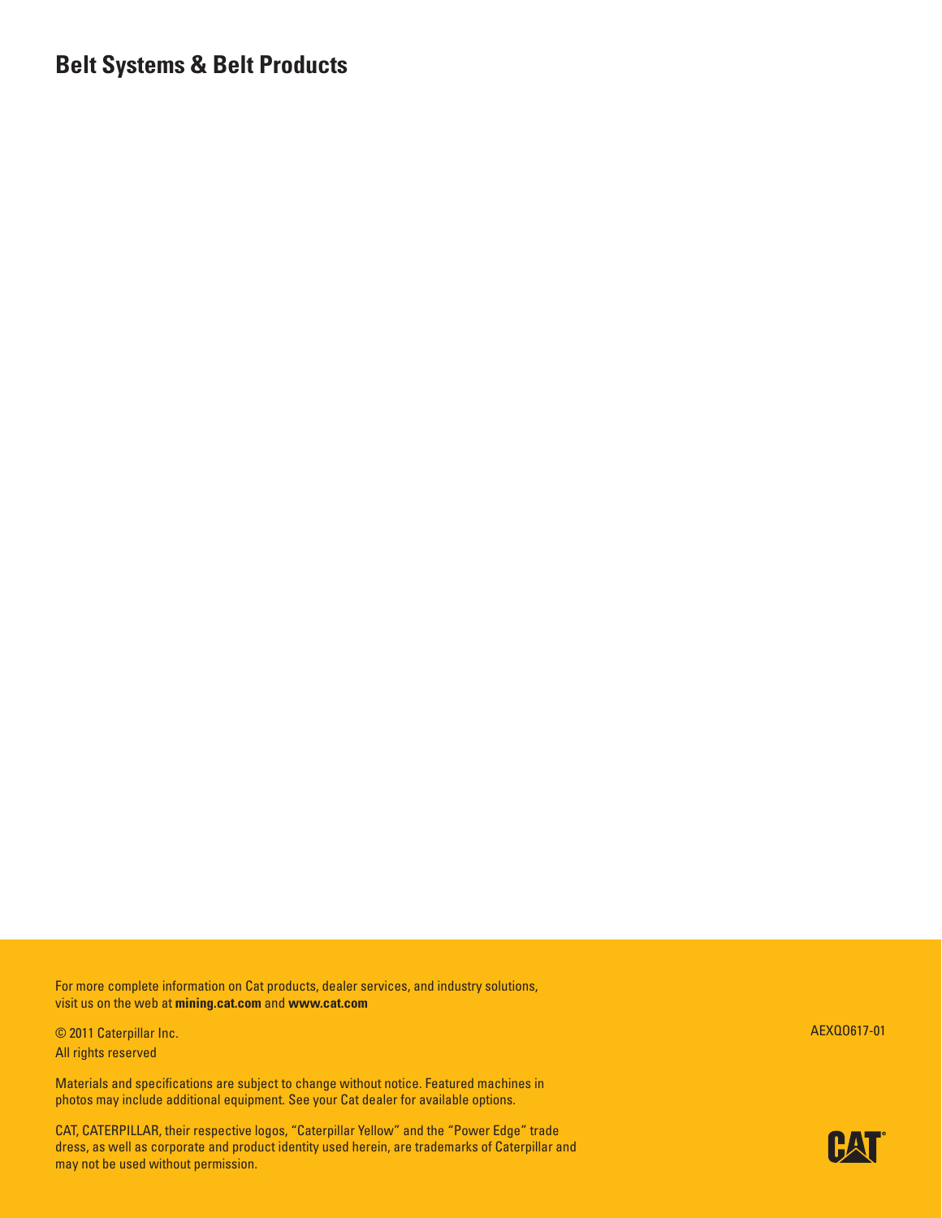## Belt Systems & Belt Products

For more complete information on Cat products, dealer services, and industry solutions, visit us on the web at **mining.cat.com** and **www.cat.com**

© 2011 Caterpillar Inc.
All rights reserved

AEXQ0617-01

Materials and specifications are subject to change without notice. Featured machines in photos may include additional equipment. See your Cat dealer for available options.

CAT, CATERPILLAR, their respective logos, "Caterpillar Yellow" and the "Power Edge" trade dress, as well as corporate and product identity used herein, are trademarks of Caterpillar and may not be used without permission.

CAT®